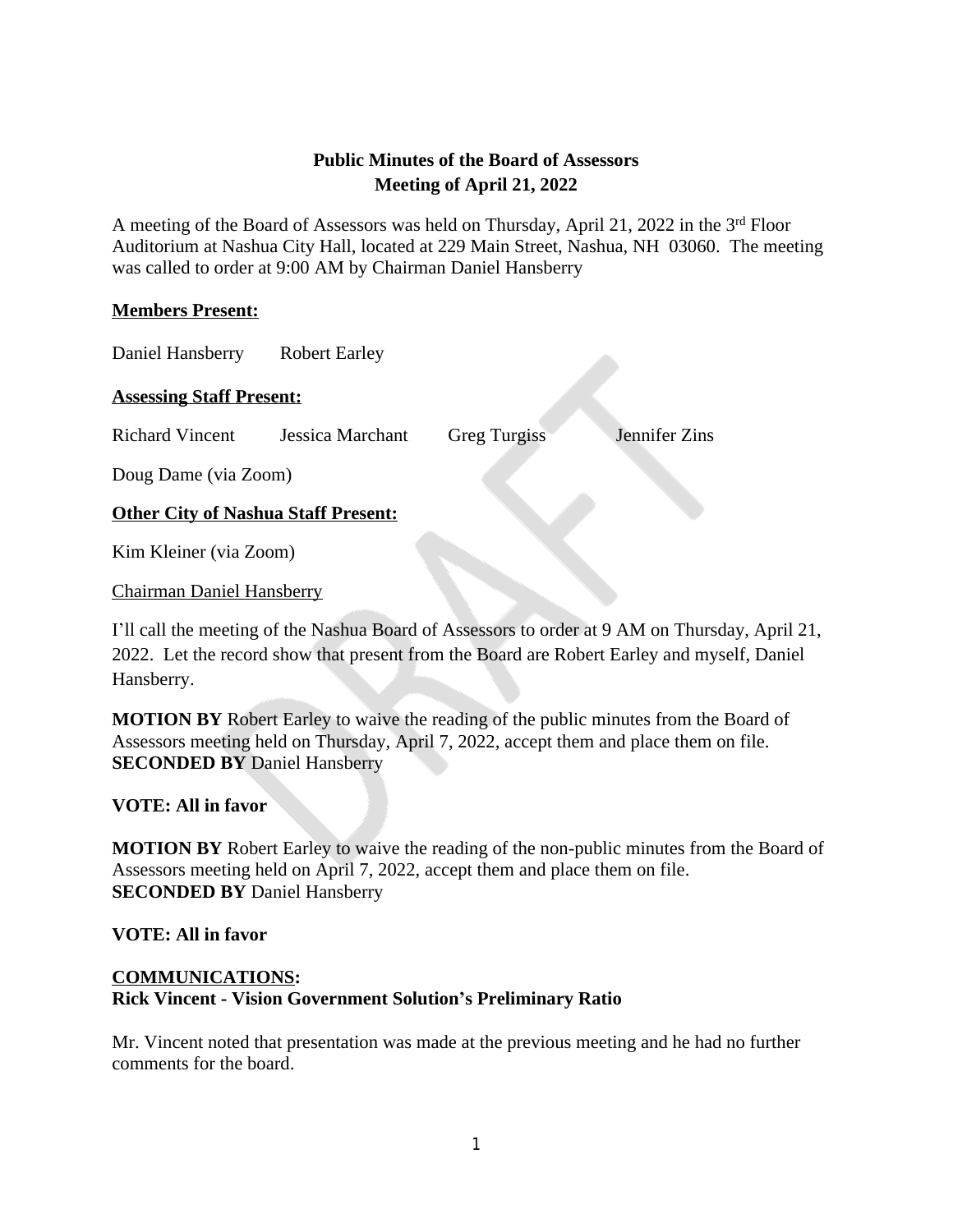# Public Minutes of the Board of Assessors
## Meeting of April 21, 2022

A meeting of the Board of Assessors was held on Thursday, April 21, 2022 in the 3rd Floor Auditorium at Nashua City Hall, located at 229 Main Street, Nashua, NH 03060. The meeting was called to order at 9:00 AM by Chairman Daniel Hansberry

**Members Present:**

Daniel Hansberry    Robert Earley

**Assessing Staff Present:**

Richard Vincent    Jessica Marchant    Greg Turgiss    Jennifer Zins

Doug Dame (via Zoom)

**Other City of Nashua Staff Present:**

Kim Kleiner (via Zoom)

Chairman Daniel Hansberry

I'll call the meeting of the Nashua Board of Assessors to order at 9 AM on Thursday, April 21, 2022. Let the record show that present from the Board are Robert Earley and myself, Daniel Hansberry.

**MOTION BY** Robert Earley to waive the reading of the public minutes from the Board of Assessors meeting held on Thursday, April 7, 2022, accept them and place them on file.
**SECONDED BY** Daniel Hansberry

**VOTE: All in favor**

**MOTION BY** Robert Earley to waive the reading of the non-public minutes from the Board of Assessors meeting held on April 7, 2022, accept them and place them on file.
**SECONDED BY** Daniel Hansberry

**VOTE: All in favor**

**COMMUNICATIONS:**
**Rick Vincent - Vision Government Solution's Preliminary Ratio**

Mr. Vincent noted that presentation was made at the previous meeting and he had no further comments for the board.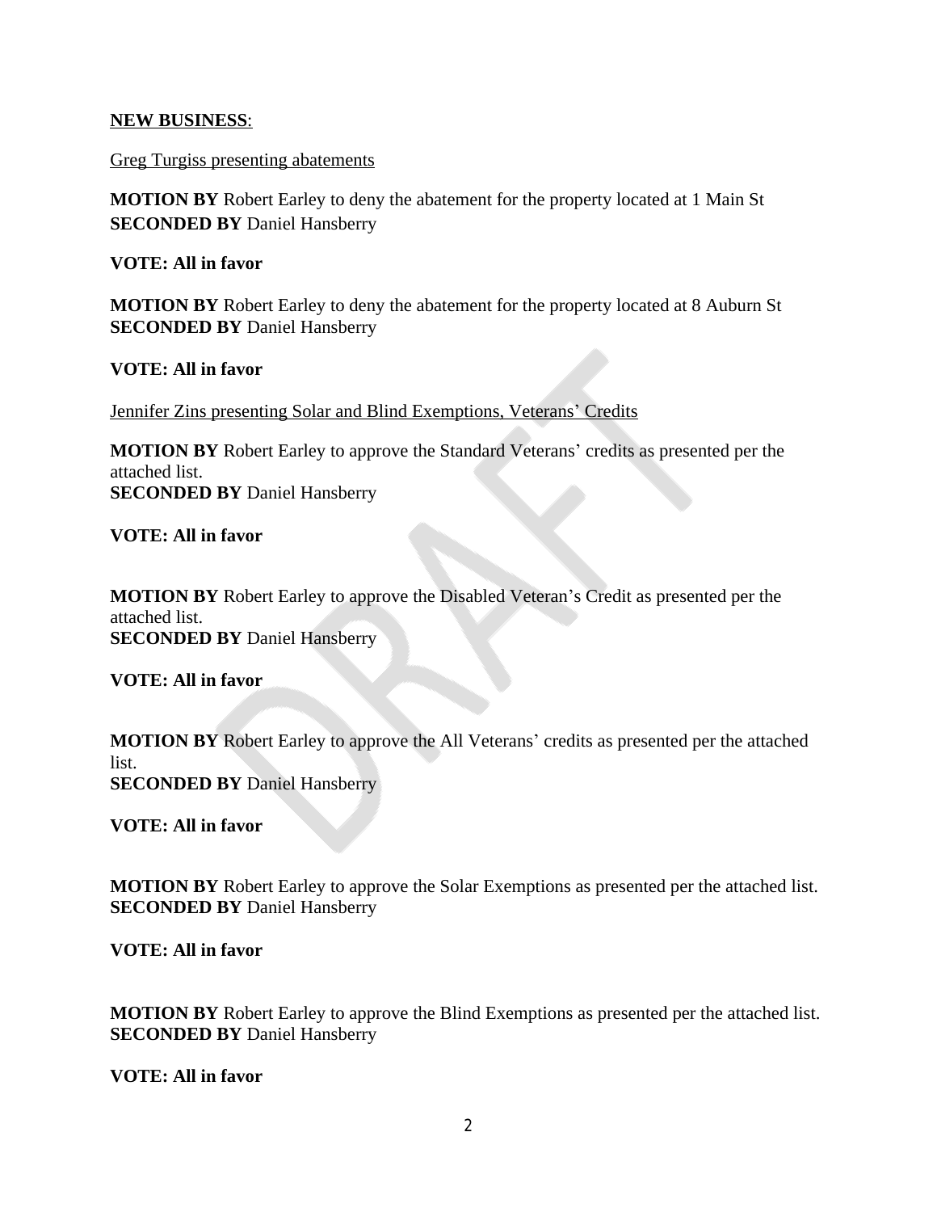**<u>NEW BUSINESS</u>**:

<u>Greg Turgiss presenting abatements</u>

**MOTION BY** Robert Earley to deny the abatement for the property located at 1 Main St
**SECONDED BY** Daniel Hansberry

**VOTE: All in favor**

**MOTION BY** Robert Earley to deny the abatement for the property located at 8 Auburn St
**SECONDED BY** Daniel Hansberry

**VOTE: All in favor**

<u>Jennifer Zins presenting Solar and Blind Exemptions, Veterans' Credits</u>

**MOTION BY** Robert Earley to approve the Standard Veterans' credits as presented per the attached list.
**SECONDED BY** Daniel Hansberry

**VOTE: All in favor**

**MOTION BY** Robert Earley to approve the Disabled Veteran's Credit as presented per the attached list.
**SECONDED BY** Daniel Hansberry

**VOTE: All in favor**

**MOTION BY** Robert Earley to approve the All Veterans' credits as presented per the attached list.
**SECONDED BY** Daniel Hansberry

**VOTE: All in favor**

**MOTION BY** Robert Earley to approve the Solar Exemptions as presented per the attached list.
**SECONDED BY** Daniel Hansberry

**VOTE: All in favor**

**MOTION BY** Robert Earley to approve the Blind Exemptions as presented per the attached list.
**SECONDED BY** Daniel Hansberry

**VOTE: All in favor**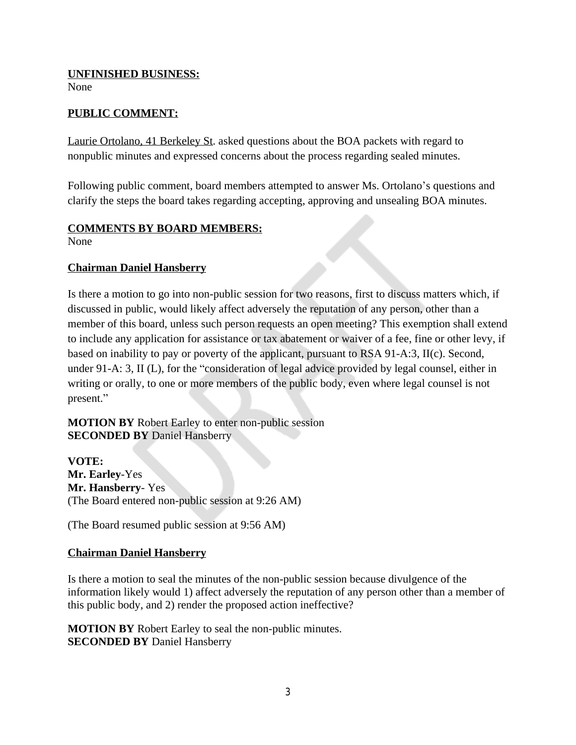**UNFINISHED BUSINESS:**
None

**PUBLIC COMMENT:**

Laurie Ortolano, 41 Berkeley St. asked questions about the BOA packets with regard to nonpublic minutes and expressed concerns about the process regarding sealed minutes.

Following public comment, board members attempted to answer Ms. Ortolano's questions and clarify the steps the board takes regarding accepting, approving and unsealing BOA minutes.

**COMMENTS BY BOARD MEMBERS:**
None

**Chairman Daniel Hansberry**

Is there a motion to go into non-public session for two reasons, first to discuss matters which, if discussed in public, would likely affect adversely the reputation of any person, other than a member of this board, unless such person requests an open meeting? This exemption shall extend to include any application for assistance or tax abatement or waiver of a fee, fine or other levy, if based on inability to pay or poverty of the applicant, pursuant to RSA 91-A:3, II(c). Second, under 91-A: 3, II (L), for the "consideration of legal advice provided by legal counsel, either in writing or orally, to one or more members of the public body, even where legal counsel is not present."

**MOTION BY** Robert Earley to enter non-public session
**SECONDED BY** Daniel Hansberry

**VOTE:**
**Mr. Earley**-Yes
**Mr. Hansberry**- Yes
(The Board entered non-public session at 9:26 AM)

(The Board resumed public session at 9:56 AM)

**Chairman Daniel Hansberry**

Is there a motion to seal the minutes of the non-public session because divulgence of the information likely would 1) affect adversely the reputation of any person other than a member of this public body, and 2) render the proposed action ineffective?

**MOTION BY** Robert Earley to seal the non-public minutes.
**SECONDED BY** Daniel Hansberry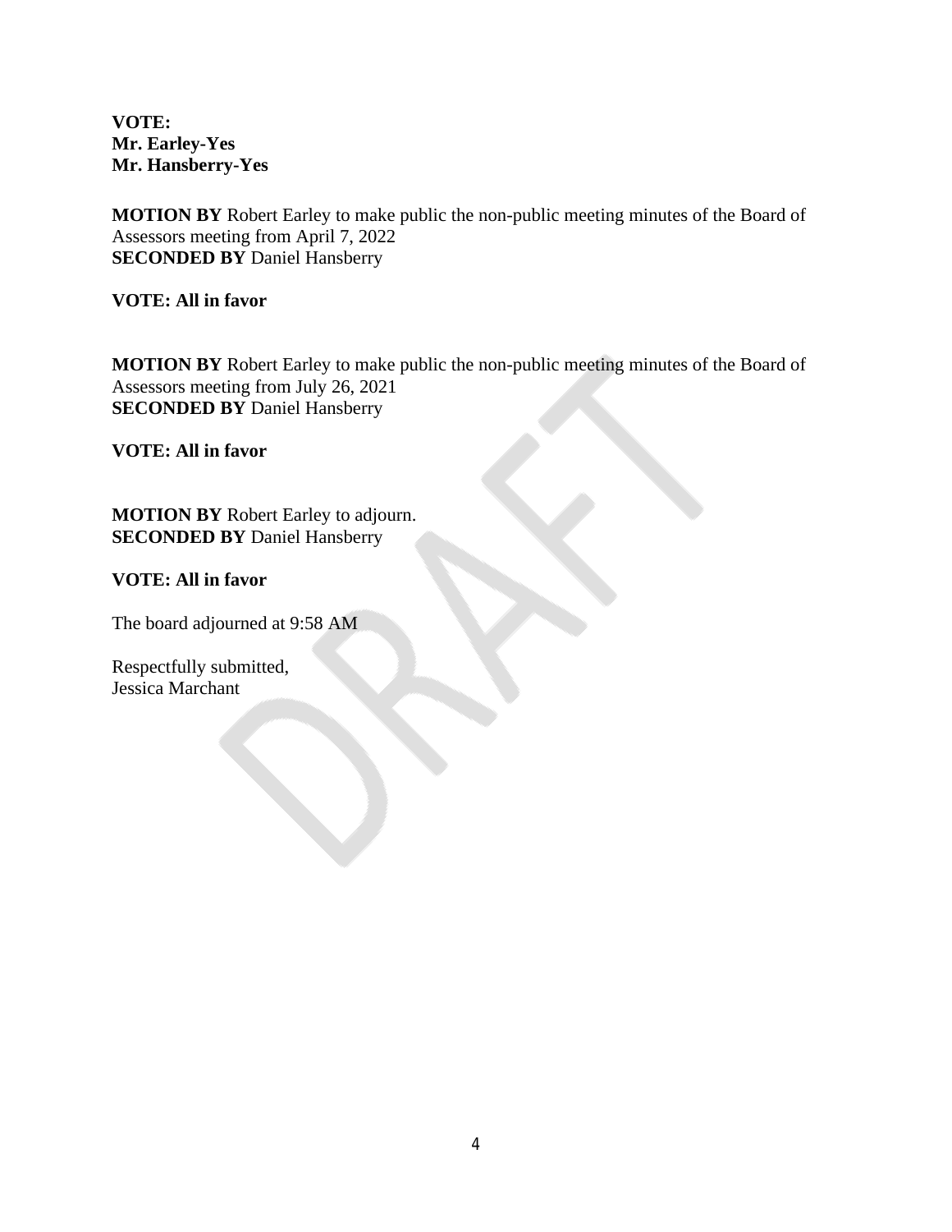**VOTE:**
**Mr. Earley-Yes**
**Mr. Hansberry-Yes**

**MOTION BY** Robert Earley to make public the non-public meeting minutes of the Board of Assessors meeting from April 7, 2022
**SECONDED BY** Daniel Hansberry

**VOTE: All in favor**

**MOTION BY** Robert Earley to make public the non-public meeting minutes of the Board of Assessors meeting from July 26, 2021
**SECONDED BY** Daniel Hansberry

**VOTE: All in favor**

**MOTION BY** Robert Earley to adjourn.
**SECONDED BY** Daniel Hansberry

**VOTE: All in favor**

The board adjourned at 9:58 AM

Respectfully submitted,
Jessica Marchant